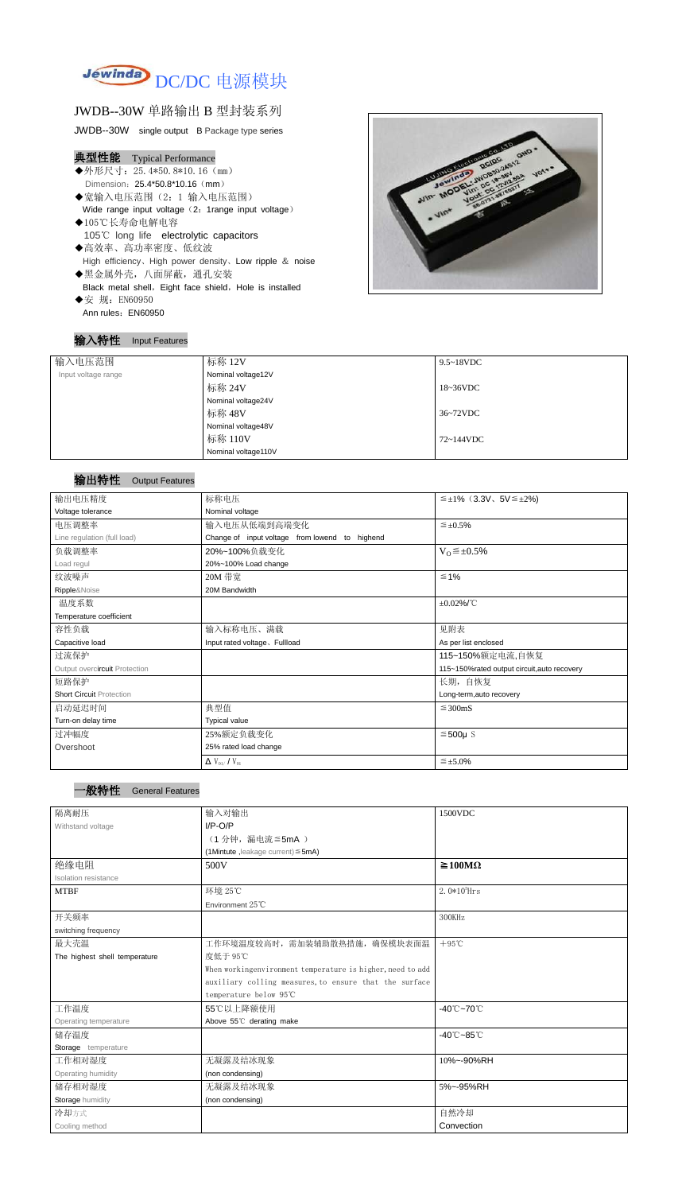# Jewinda DC/DC 电源模块

## JWDB--30W 单路输出 B 型封装系列

JWDB--30W single output B Package type series

### 典型性能 Typical Performance

- ◆外形尺寸：25.4*50.8*10.16（mm）
  Dimension：25.4*50.8*10.16（mm）
- ◆宽输入电压范围（2：1 输入电压范围）
  Wide range input voltage（2：1range input voltage）
- ◆105℃长寿命电解电容
  105℃ long life electrolytic capacitors
- ◆高效率、高功率密度、低纹波
  High efficiency、High power density、Low ripple & noise
- ◆黑金属外壳，八面屏蔽，通孔安装
  Black metal shell，Eight face shield，Hole is installed
- ◆安 规：EN60950
  Ann rules：EN60950

### 输入特性 Input Features

| 输入电压范围 Input voltage range | 标称 12V Nominal voltage12V | 9.5~18VDC |
| --- | --- | --- |
| | 标称 24V Nominal voltage24V | 18~36VDC |
| | 标称 48V Nominal voltage48V | 36~72VDC |
| | 标称 110V Nominal voltage110V | 72~144VDC |

### 输出特性 Output Features

| 输出电压精度 Voltage tolerance | 标称电压 Nominal voltage | ≦±1%（3.3V、5V≦±2%) |
| --- | --- | --- |
| 电压调整率 Line regulation (full load) | 输入电压从低端到高端变化 Change of input voltage from lowend to highend | ≦±0.5% |
| 负载调整率 Load regul | 20%~100%负载变化 20%~100% Load change | $V_O$≦±0.5% |
| 纹波噪声 Ripple&Noise | 20M 带宽 20M Bandwidth | ≦1% |
| 温度系数 Temperature coefficient | | ±0.02%/℃ |
| 容性负载 Capacitive load | 输入标称电压、满载 Input rated voltage、Fullload | 见附表 As per list enclosed |
| 过流保护 Output overcircuit Protection | | 115~150%额定电流,自恢复 115~150%rated output circuit,auto recovery |
| 短路保护 Short Circuit Protection | | 长期，自恢复 Long-term,auto recovery |
| 启动延迟时间 Turn-on delay time | 典型值 Typical value | ≦300mS |
| 过冲幅度 Overshoot | 25%额定负载变化 25% rated load change | ≦500μ S |
| | Δ $V_{01}$ / $V_{01}$ | ≦±5.0% |

### 一般特性 General Features

| 隔离耐压 Withstand voltage | 输入对输出 I/P-O/P（1 分钟，漏电流≦5mA ）(1Mintute ,leakage current)≦5mA) | 1500VDC |
| --- | --- | --- |
| 绝缘电阻 Isolation resistance | 500V | ≧100MΩ |
| MTBF | 环境 25℃ Environment 25℃ | 2.0*10⁵Hrs |
| 开关频率 switching frequency | | 300KHz |
| 最大壳温 The highest shell temperature | 工作环境温度较高时，需加装辅助散热措施，确保模块表面温度低于 95℃ When workingenvironment temperature is higher, need to add auxiliary colling measures, to ensure that the surface temperature below 95℃ | +95℃ |
| 工作温度 Operating temperature | 55℃以上降额使用 Above 55℃ derating make | -40℃~70℃ |
| 储存温度 Storage temperature | | -40℃~85℃ |
| 工作相对湿度 Operating humidity | 无凝露及结冰现象 (non condensing) | 10%~-90%RH |
| 储存相对湿度 Storage humidity | 无凝露及结冰现象 (non condensing) | 5%~-95%RH |
| 冷却方式 Cooling method | | 自然冷却 Convection |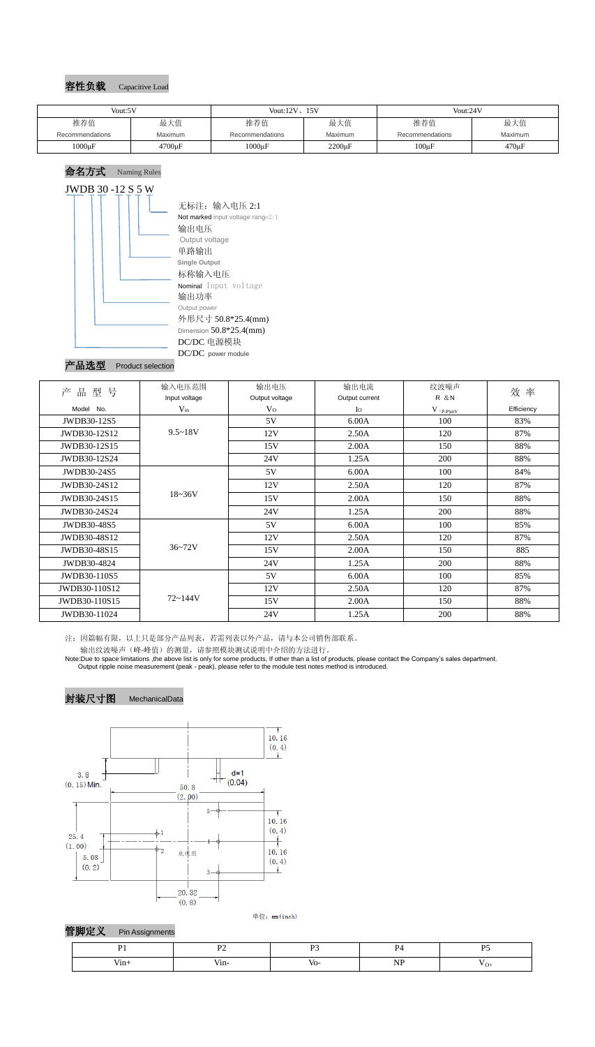## 容性负载 Capacitive Load

| Vout:5V | | Vout:12V、15V | | Vout:24V | |
|---|---|---|---|---|---|
| 推荐值<br>Recommendations | 最大值<br>Maximum | 推荐值<br>Recommendations | 最大值<br>Maximum | 推荐值<br>Recommendations | 最大值<br>Maximum |
| 1000μF | 4700μF | 1000μF | 2200μF | 100μF | 470μF |

## 命名方式 Naming Rules

JWDB 30 -12 S 5 W

- 无标注：输入电压 2:1 / Not marked input voltage range2:1
- 输出电压 / Output voltage
- 单路输出 / Single Output
- 标称输入电压 / Nominal Input voltage
- 输出功率 / Output power
- 外形尺寸 50.8*25.4(mm) / Dimension 50.8*25.4(mm)
- DC/DC 电源模块 / DC/DC power module

## 产品选型 Product selection

| 产 品 型 号<br>Model No. | 输入电压范围<br>Input voltage<br>$V_{in}$ | 输出电压<br>Output voltage<br>$V_O$ | 输出电流<br>Output current<br>$I_O$ | 纹波噪声<br>R &N<br>$V_{(P-P)mV}$ | 效 率<br>Efficiency |
|---|---|---|---|---|---|
| JWDB30-12S5 | 9.5~18V | 5V | 6.00A | 100 | 83% |
| JWDB30-12S12 | | 12V | 2.50A | 120 | 87% |
| JWDB30-12S15 | | 15V | 2.00A | 150 | 88% |
| JWDB30-12S24 | | 24V | 1.25A | 200 | 88% |
| JWDB30-24S5 | 18~36V | 5V | 6.00A | 100 | 84% |
| JWDB30-24S12 | | 12V | 2.50A | 120 | 87% |
| JWDB30-24S15 | | 15V | 2.00A | 150 | 88% |
| JWDB30-24S24 | | 24V | 1.25A | 200 | 88% |
| JWDB30-48S5 | 36~72V | 5V | 6.00A | 100 | 85% |
| JWDB30-48S12 | | 12V | 2.50A | 120 | 87% |
| JWDB30-48S15 | | 15V | 2.00A | 150 | 885 |
| JWDB30-4824 | | 24V | 1.25A | 200 | 88% |
| JWDB30-110S5 | 72~144V | 5V | 6.00A | 100 | 85% |
| JWDB30-110S12 | | 12V | 2.50A | 120 | 87% |
| JWDB30-110S15 | | 15V | 2.00A | 150 | 88% |
| JWDB30-11024 | | 24V | 1.25A | 200 | 88% |

注：因篇幅有限，以上只是部分产品列表，若需列表以外产品，请与本公司销售部联系。

输出纹波噪声（峰-峰值）的测量，请参照模块测试说明中介绍的方法进行。

Note:Due to space limitations ,the above list is only for some products, If other than a list of products, please contact the Company's sales department.

Output ripple noise measurement (peak - peak), please refer to the module test notes method is introduced.

## 封装尺寸图 MechanicalData

10.16 (0.4)

3.8 (0.15) Min.

d=1 (0.04)

50.8 (2.00)

25.4 (1.00)

5.08 (0.2)

10.16 (0.4)

10.16 (0.4)

20.32 (0.8)

底视图

单位：mm(inch)

## 管脚定义 Pin Assignments

| P1 | P2 | P3 | P4 | P5 |
|---|---|---|---|---|
| Vin+ | Vin- | Vo- | NP | $V_{O+}$ |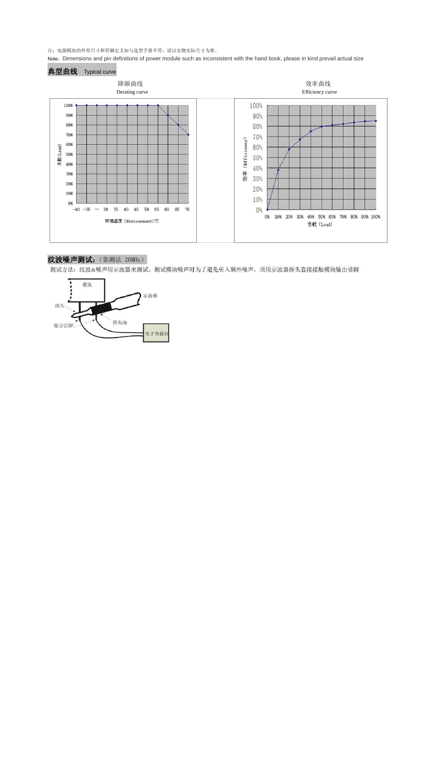注：电源模块的外形尺寸和管脚定义如与选型手册不符，请以实物实际尺寸为准。

Note：Dimensions and pin definitions of power module such as inconsistent with the hand book, please in kind prevail actual size

## 典型曲线 Typical curve

降额曲线

Derating curve

100%
90%
80%
70%
60%
50%
40%
30%
20%
10%
0%

负载(Load)

-40 -35 ··· 30 35 40 45 50 55 60 65 70

环境温度 (Environment)℃

效率曲线

Efficiency curve

100%
90%
80%
70%
60%
50%
40%
30%
20%
10%
0%

效率 (Efficiency)

0% 10% 20% 30% 40% 50% 60% 70% 80% 90% 100%

负载 (Load)

## 纹波噪声测试：（靠测法 20MHz）

测试方法：纹波&噪声用示波器来测试。测试模块噪声时为了避免引入额外噪声，须用示波器探头直接接触模块输出引脚

模块

示波器

探头

探头地

输出引脚

电子负载仪